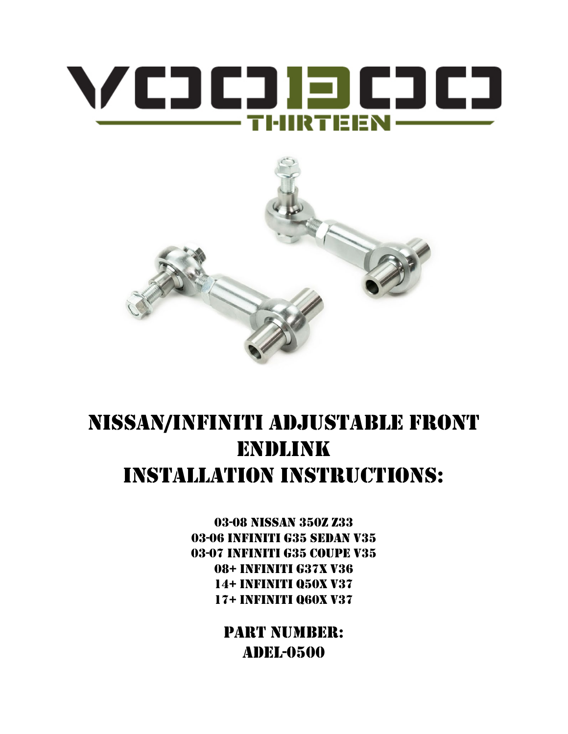# VOODOO THIRTEEN

# NISSAN/INFINITI ADJUSTABLE FRONT ENDLINK INSTALLATION INSTRUCTIONS:

03-08 NISSAN 350Z Z33
03-06 INFINITI G35 SEDAN V35
03-07 INFINITI G35 COUPE V35
08+ INFINITI G37X V36
14+ INFINITI Q50X V37
17+ INFINITI Q60X V37

## PART NUMBER:
## ADEL-0500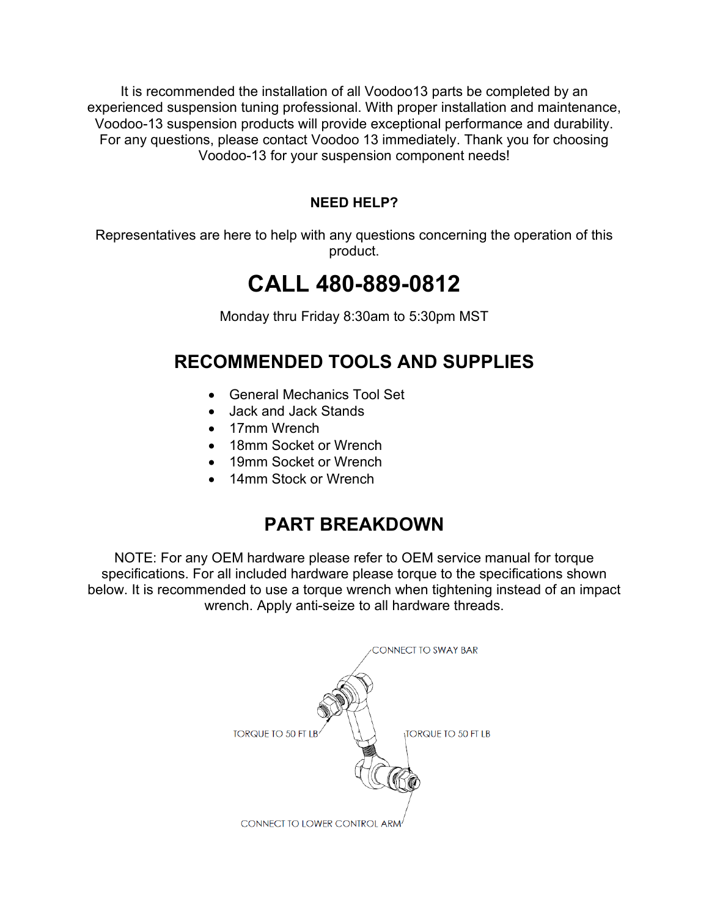It is recommended the installation of all Voodoo13 parts be completed by an experienced suspension tuning professional. With proper installation and maintenance, Voodoo-13 suspension products will provide exceptional performance and durability. For any questions, please contact Voodoo 13 immediately. Thank you for choosing Voodoo-13 for your suspension component needs!

**NEED HELP?**

Representatives are here to help with any questions concerning the operation of this product.

# CALL 480-889-0812

Monday thru Friday 8:30am to 5:30pm MST

## RECOMMENDED TOOLS AND SUPPLIES

- General Mechanics Tool Set
- Jack and Jack Stands
- 17mm Wrench
- 18mm Socket or Wrench
- 19mm Socket or Wrench
- 14mm Stock or Wrench

## PART BREAKDOWN

NOTE: For any OEM hardware please refer to OEM service manual for torque specifications. For all included hardware please torque to the specifications shown below. It is recommended to use a torque wrench when tightening instead of an impact wrench. Apply anti-seize to all hardware threads.

CONNECT TO SWAY BAR

TORQUE TO 50 FT LB

TORQUE TO 50 FT LB

CONNECT TO LOWER CONTROL ARM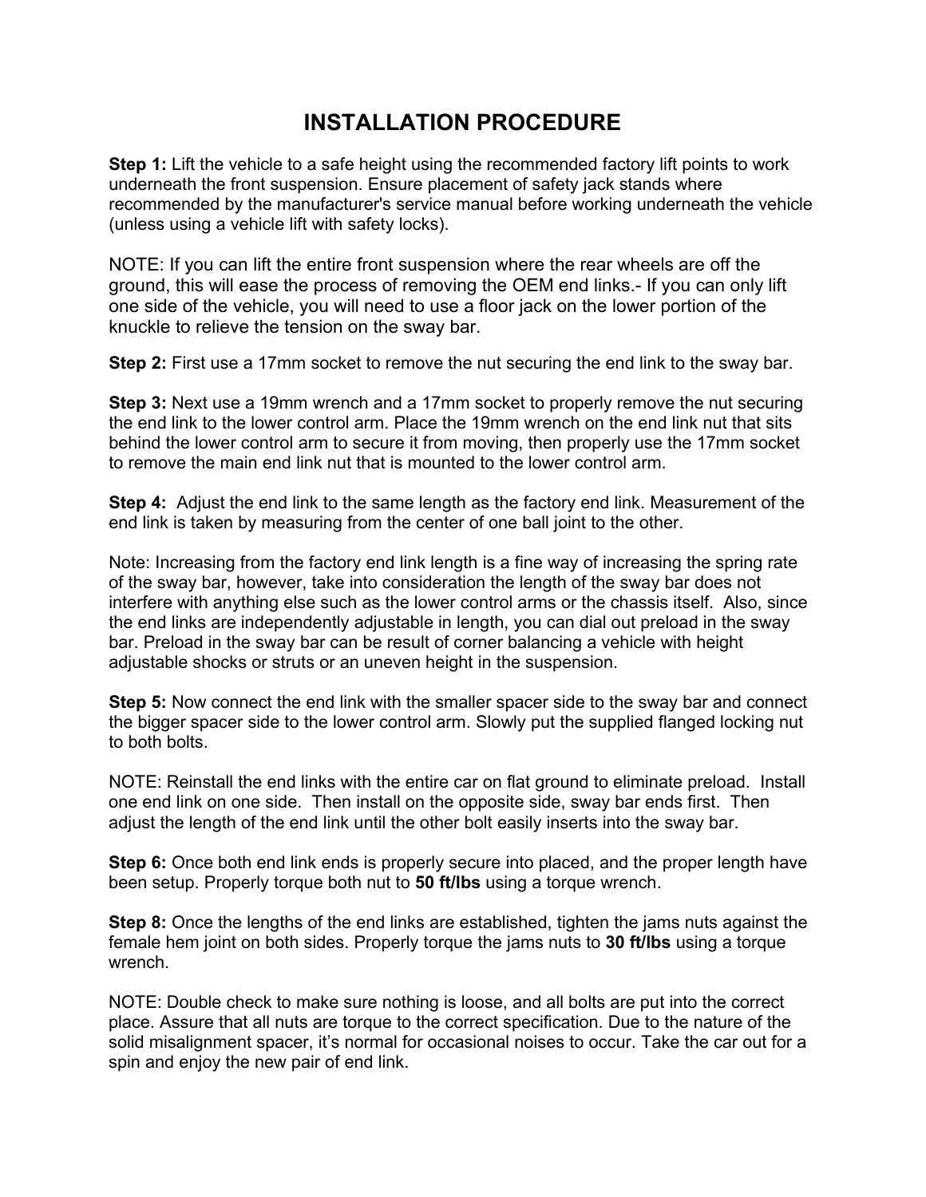# INSTALLATION PROCEDURE

**Step 1:** Lift the vehicle to a safe height using the recommended factory lift points to work underneath the front suspension. Ensure placement of safety jack stands where recommended by the manufacturer's service manual before working underneath the vehicle (unless using a vehicle lift with safety locks).

NOTE: If you can lift the entire front suspension where the rear wheels are off the ground, this will ease the process of removing the OEM end links.- If you can only lift one side of the vehicle, you will need to use a floor jack on the lower portion of the knuckle to relieve the tension on the sway bar.

**Step 2:** First use a 17mm socket to remove the nut securing the end link to the sway bar.

**Step 3:** Next use a 19mm wrench and a 17mm socket to properly remove the nut securing the end link to the lower control arm. Place the 19mm wrench on the end link nut that sits behind the lower control arm to secure it from moving, then properly use the 17mm socket to remove the main end link nut that is mounted to the lower control arm.

**Step 4:** Adjust the end link to the same length as the factory end link. Measurement of the end link is taken by measuring from the center of one ball joint to the other.

Note: Increasing from the factory end link length is a fine way of increasing the spring rate of the sway bar, however, take into consideration the length of the sway bar does not interfere with anything else such as the lower control arms or the chassis itself. Also, since the end links are independently adjustable in length, you can dial out preload in the sway bar. Preload in the sway bar can be result of corner balancing a vehicle with height adjustable shocks or struts or an uneven height in the suspension.

**Step 5:** Now connect the end link with the smaller spacer side to the sway bar and connect the bigger spacer side to the lower control arm. Slowly put the supplied flanged locking nut to both bolts.

NOTE: Reinstall the end links with the entire car on flat ground to eliminate preload. Install one end link on one side. Then install on the opposite side, sway bar ends first. Then adjust the length of the end link until the other bolt easily inserts into the sway bar.

**Step 6:** Once both end link ends is properly secure into placed, and the proper length have been setup. Properly torque both nut to **50 ft/lbs** using a torque wrench.

**Step 8:** Once the lengths of the end links are established, tighten the jams nuts against the female hem joint on both sides. Properly torque the jams nuts to **30 ft/lbs** using a torque wrench.

NOTE: Double check to make sure nothing is loose, and all bolts are put into the correct place. Assure that all nuts are torque to the correct specification. Due to the nature of the solid misalignment spacer, it's normal for occasional noises to occur. Take the car out for a spin and enjoy the new pair of end link.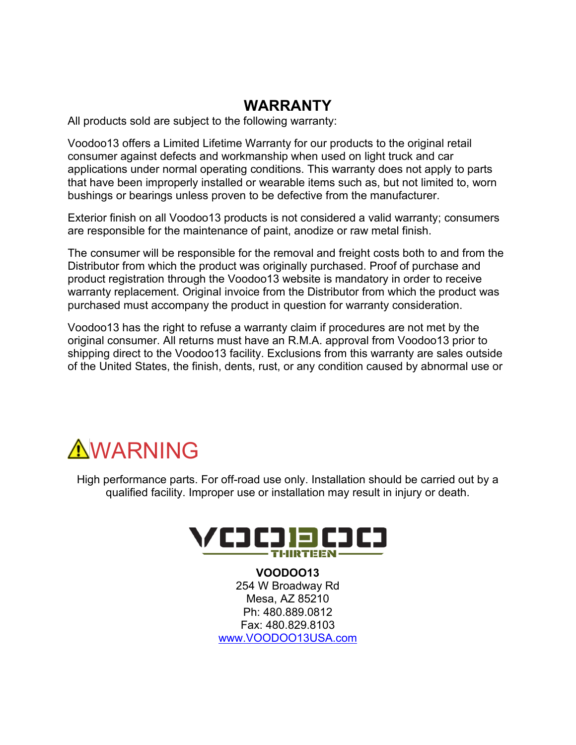# WARRANTY

All products sold are subject to the following warranty:

Voodoo13 offers a Limited Lifetime Warranty for our products to the original retail consumer against defects and workmanship when used on light truck and car applications under normal operating conditions. This warranty does not apply to parts that have been improperly installed or wearable items such as, but not limited to, worn bushings or bearings unless proven to be defective from the manufacturer.

Exterior finish on all Voodoo13 products is not considered a valid warranty; consumers are responsible for the maintenance of paint, anodize or raw metal finish.

The consumer will be responsible for the removal and freight costs both to and from the Distributor from which the product was originally purchased. Proof of purchase and product registration through the Voodoo13 website is mandatory in order to receive warranty replacement. Original invoice from the Distributor from which the product was purchased must accompany the product in question for warranty consideration.

Voodoo13 has the right to refuse a warranty claim if procedures are not met by the original consumer. All returns must have an R.M.A. approval from Voodoo13 prior to shipping direct to the Voodoo13 facility. Exclusions from this warranty are sales outside of the United States, the finish, dents, rust, or any condition caused by abnormal use or

# ⚠WARNING

High performance parts. For off-road use only. Installation should be carried out by a qualified facility. Improper use or installation may result in injury or death.

VOODOO THIRTEEN

**VOODOO13**
254 W Broadway Rd
Mesa, AZ 85210
Ph: 480.889.0812
Fax: 480.829.8103
[www.VOODOO13USA.com](http://www.VOODOO13USA.com)